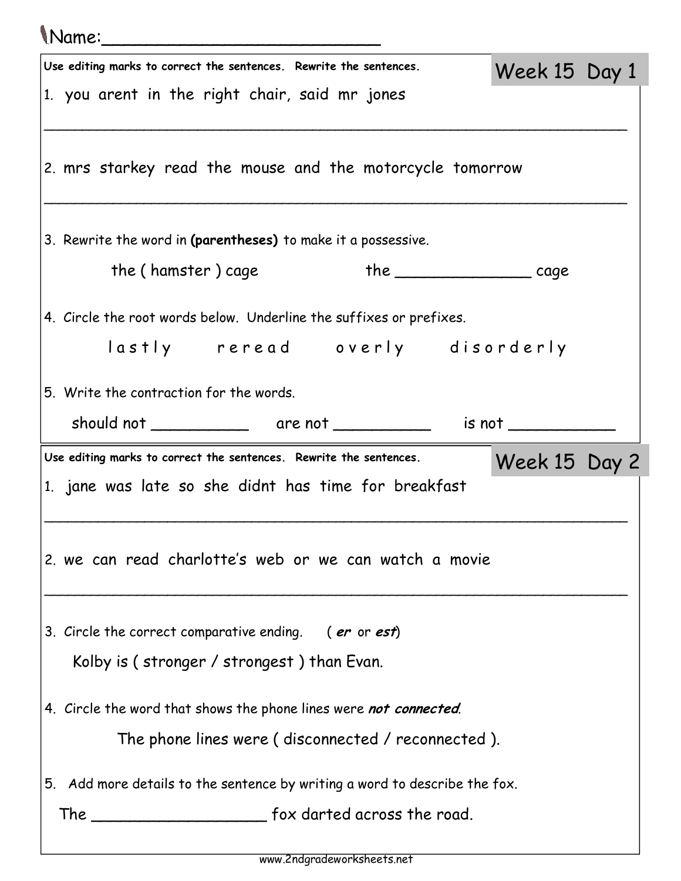Name:\_\_\_\_\_\_\_\_\_\_\_\_\_\_\_\_\_\_\_\_\_\_\_\_\_\_

## Week 15 Day 1

**Use editing marks to correct the sentences. Rewrite the sentences.**

1. you arent in the right chair, said mr jones

\_\_\_\_\_\_\_\_\_\_\_\_\_\_\_\_\_\_\_\_\_\_\_\_\_\_\_\_\_\_\_\_\_\_\_\_\_\_\_\_\_\_\_\_\_\_\_\_\_\_\_\_\_\_\_\_\_\_\_\_

2. mrs starkey read the mouse and the motorcycle tomorrow

\_\_\_\_\_\_\_\_\_\_\_\_\_\_\_\_\_\_\_\_\_\_\_\_\_\_\_\_\_\_\_\_\_\_\_\_\_\_\_\_\_\_\_\_\_\_\_\_\_\_\_\_\_\_\_\_\_\_\_\_

3. Rewrite the word in **(parentheses)** to make it a possessive.

   the ( hamster ) cage        the \_\_\_\_\_\_\_\_\_\_\_\_\_\_ cage

4. Circle the root words below. Underline the suffixes or prefixes.

   l a s t l y    r e r e a d    o v e r l y    d i s o r d e r l y

5. Write the contraction for the words.

   should not \_\_\_\_\_\_\_\_\_\_   are not \_\_\_\_\_\_\_\_\_\_   is not \_\_\_\_\_\_\_\_\_\_\_

## Week 15 Day 2

**Use editing marks to correct the sentences. Rewrite the sentences.**

1. jane was late so she didnt has time for breakfast

\_\_\_\_\_\_\_\_\_\_\_\_\_\_\_\_\_\_\_\_\_\_\_\_\_\_\_\_\_\_\_\_\_\_\_\_\_\_\_\_\_\_\_\_\_\_\_\_\_\_\_\_\_\_\_\_\_\_\_\_

2. we can read charlotte's web or we can watch a movie

\_\_\_\_\_\_\_\_\_\_\_\_\_\_\_\_\_\_\_\_\_\_\_\_\_\_\_\_\_\_\_\_\_\_\_\_\_\_\_\_\_\_\_\_\_\_\_\_\_\_\_\_\_\_\_\_\_\_\_\_

3. Circle the correct comparative ending. ( ***er*** or ***est*** )

   Kolby is ( stronger / strongest ) than Evan.

4. Circle the word that shows the phone lines were ***not connected***.

   The phone lines were ( disconnected / reconnected ).

5. Add more details to the sentence by writing a word to describe the fox.

   The \_\_\_\_\_\_\_\_\_\_\_\_\_\_\_\_\_\_ fox darted across the road.

www.2ndgradeworksheets.net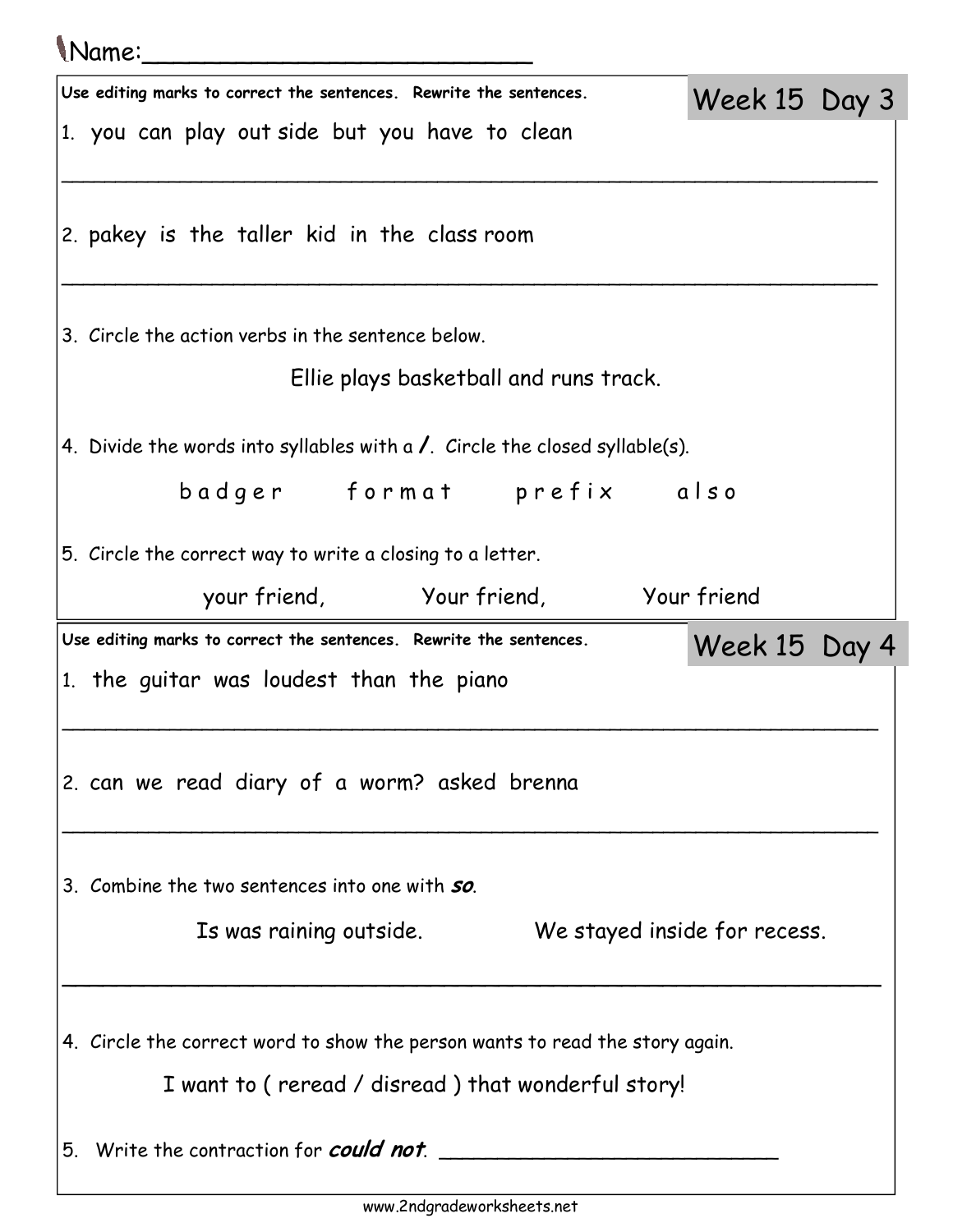Name:___________________________

## Week 15 Day 3

**Use editing marks to correct the sentences. Rewrite the sentences.**

1. you can play out side but you have to clean

_______________________________________________________________

2. pakey is the taller kid in the class room

_______________________________________________________________

3. Circle the action verbs in the sentence below.

Ellie plays basketball and runs track.

4. Divide the words into syllables with a **/**. Circle the closed syllable(s).

b a d g e r     f o r m a t     p r e f i x     a l s o

5. Circle the correct way to write a closing to a letter.

your friend,     Your friend,     Your friend

## Week 15 Day 4

**Use editing marks to correct the sentences. Rewrite the sentences.**

1. the guitar was loudest than the piano

_______________________________________________________________

2. can we read diary of a worm? asked brenna

_______________________________________________________________

3. Combine the two sentences into one with ***so***.

Is was raining outside.     We stayed inside for recess.

_______________________________________________________________

4. Circle the correct word to show the person wants to read the story again.

I want to ( reread / disread ) that wonderful story!

5. Write the contraction for ***could not***. ___________________________

www.2ndgradeworksheets.net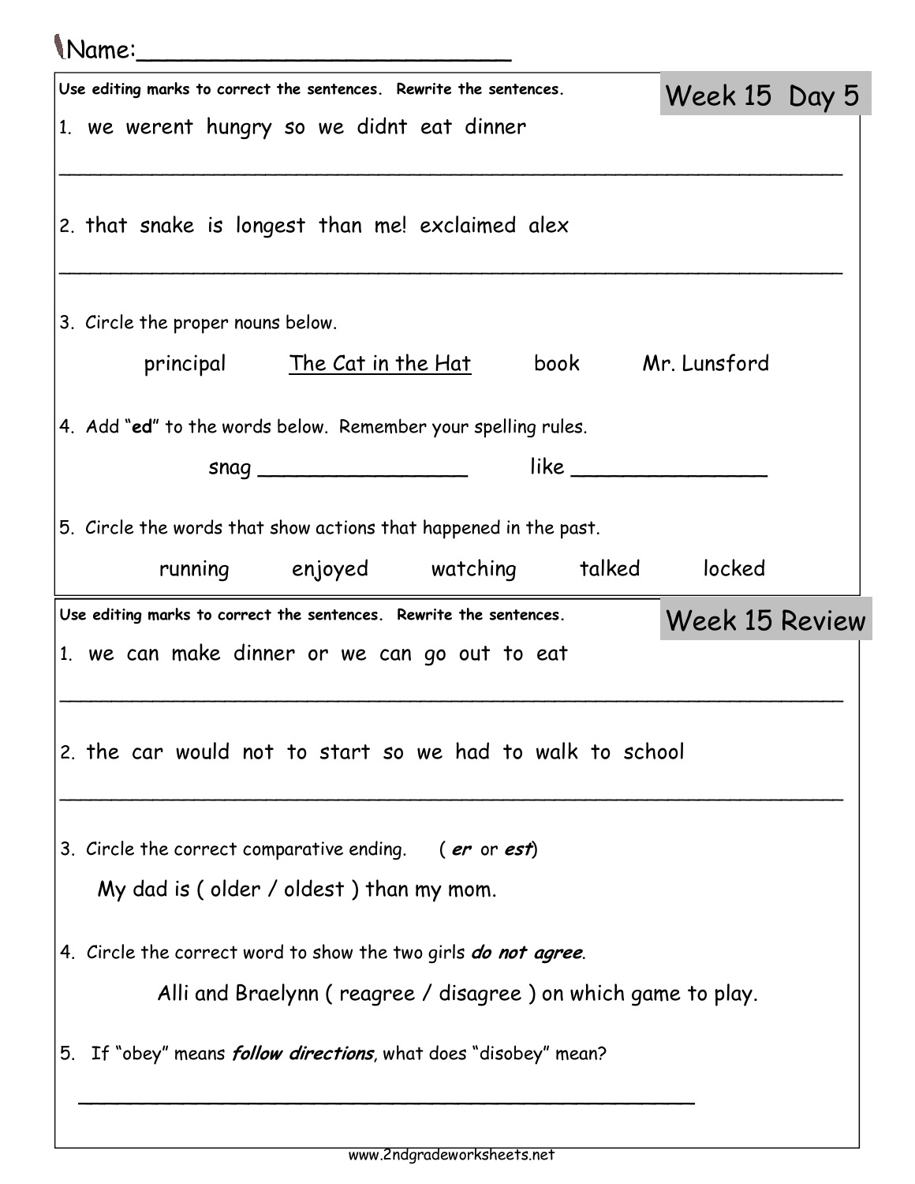Name:_________________________

## Week 15 Day 5

Use editing marks to correct the sentences. Rewrite the sentences.

1. we werent hungry so we didnt eat dinner

_______________________________________________________________

2. that snake is longest than me! exclaimed alex

_______________________________________________________________

3. Circle the proper nouns below.

principal    The Cat in the Hat    book    Mr. Lunsford

4. Add "**ed**" to the words below. Remember your spelling rules.

snag ________________    like ________________

5. Circle the words that show actions that happened in the past.

running    enjoyed    watching    talked    locked

## Week 15 Review

Use editing marks to correct the sentences. Rewrite the sentences.

1. we can make dinner or we can go out to eat

_______________________________________________________________

2. the car would not to start so we had to walk to school

_______________________________________________________________

3. Circle the correct comparative ending. ( ***er*** or ***est*** )

My dad is ( older / oldest ) than my mom.

4. Circle the correct word to show the two girls ***do not agree***.

Alli and Braelynn ( reagree / disagree ) on which game to play.

5. If "obey" means ***follow directions***, what does "disobey" mean?

_______________________________________________

www.2ndgradeworksheets.net